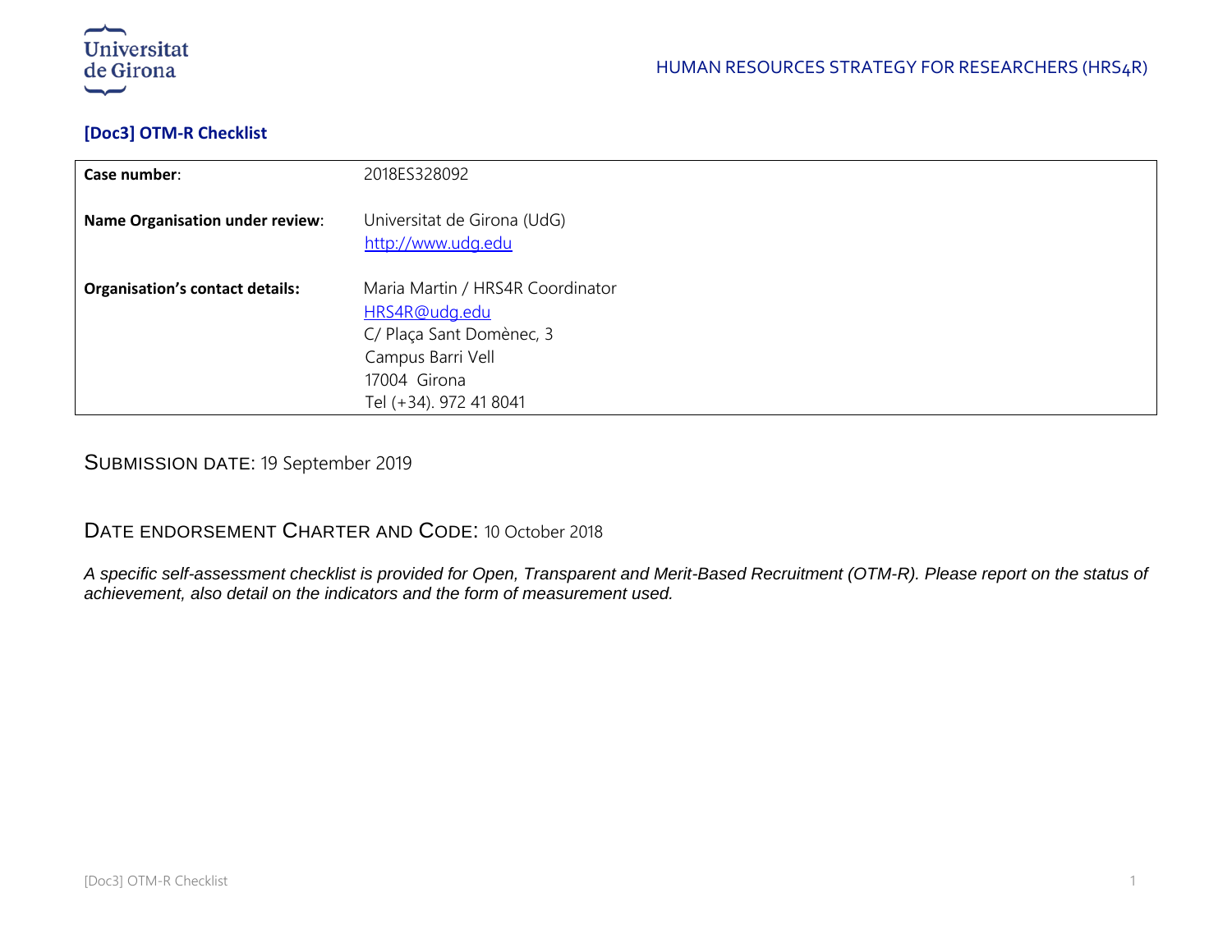## [Doc3] OTM-R Checklist

| Case number: | 2018ES328092 |
|---|---|
| Name Organisation under review: | Universitat de Girona (UdG)<br>http://www.udg.edu |
| Organisation's contact details: | Maria Martin / HRS4R Coordinator<br>HRS4R@udg.edu<br>C/ Plaça Sant Domènec, 3<br>Campus Barri Vell<br>17004 Girona<br>Tel (+34). 972 41 8041 |

SUBMISSION DATE: 19 September 2019

DATE ENDORSEMENT CHARTER AND CODE: 10 October 2018

*A specific self-assessment checklist is provided for Open, Transparent and Merit-Based Recruitment (OTM-R). Please report on the status of achievement, also detail on the indicators and the form of measurement used.*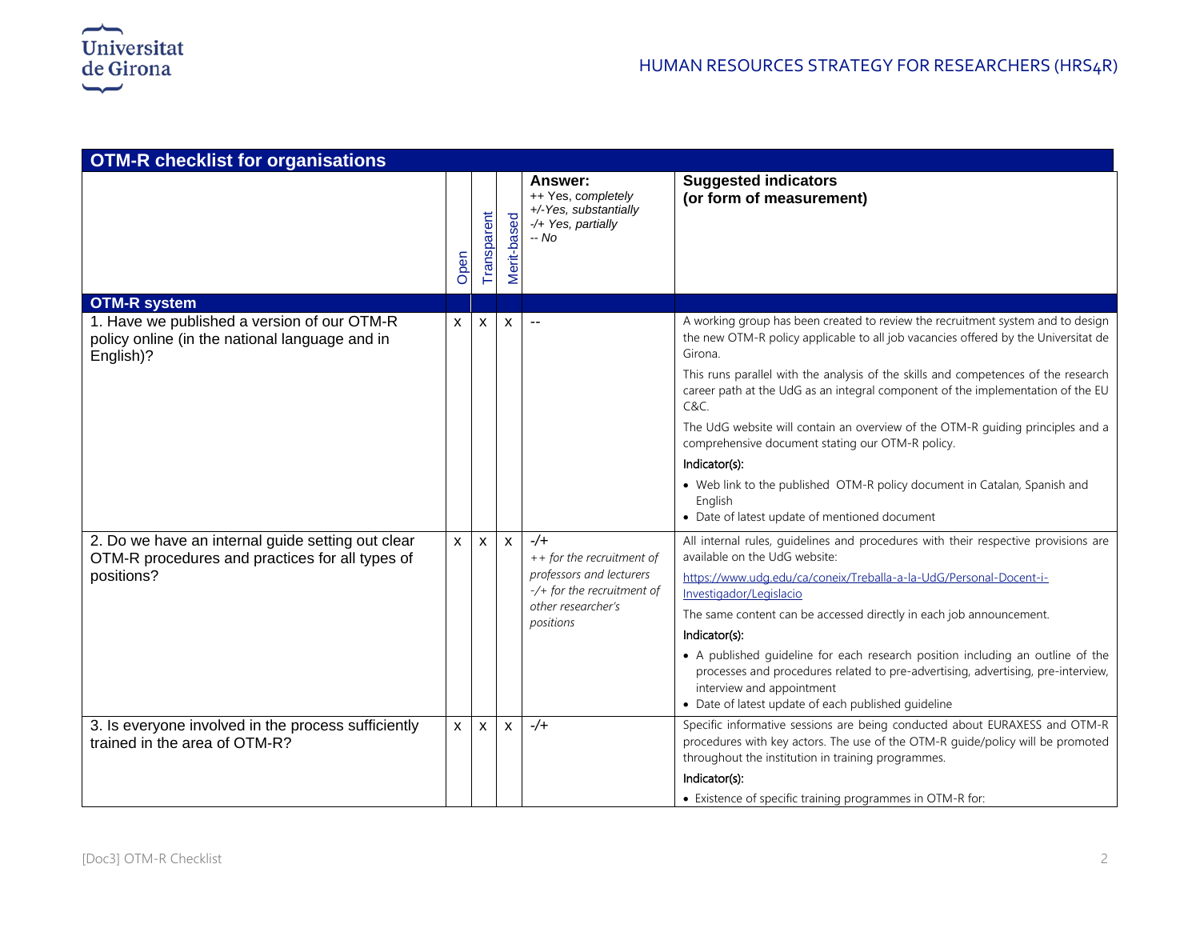## OTM-R checklist for organisations

| | Open | Transparent | Merit-based | **Answer:**<br>++ Yes, *completely*<br>*+/-Yes, substantially*<br>*-/+ Yes, partially*<br>*-- No* | **Suggested indicators (or form of measurement)** |
|---|---|---|---|---|---|
| **OTM-R system** | | | | | |
| 1. Have we published a version of our OTM-R policy online (in the national language and in English)? | x | x | x | -- | A working group has been created to review the recruitment system and to design the new OTM-R policy applicable to all job vacancies offered by the Universitat de Girona.<br>This runs parallel with the analysis of the skills and competences of the research career path at the UdG as an integral component of the implementation of the EU C&C.<br>The UdG website will contain an overview of the OTM-R guiding principles and a comprehensive document stating our OTM-R policy.<br>Indicator(s):<br>• Web link to the published OTM-R policy document in Catalan, Spanish and English<br>• Date of latest update of mentioned document |
| 2. Do we have an internal guide setting out clear OTM-R procedures and practices for all types of positions? | x | x | x | -/+<br>*++ for the recruitment of professors and lecturers*<br>*-/+ for the recruitment of other researcher's positions* | All internal rules, guidelines and procedures with their respective provisions are available on the UdG website:<br>https://www.udg.edu/ca/coneix/Treballa-a-la-UdG/Personal-Docent-i-Investigador/Legislacio<br>The same content can be accessed directly in each job announcement.<br>Indicator(s):<br>• A published guideline for each research position including an outline of the processes and procedures related to pre-advertising, advertising, pre-interview, interview and appointment<br>• Date of latest update of each published guideline |
| 3. Is everyone involved in the process sufficiently trained in the area of OTM-R? | x | x | x | -/+ | Specific informative sessions are being conducted about EURAXESS and OTM-R procedures with key actors. The use of the OTM-R guide/policy will be promoted throughout the institution in training programmes.<br>Indicator(s):<br>• Existence of specific training programmes in OTM-R for: |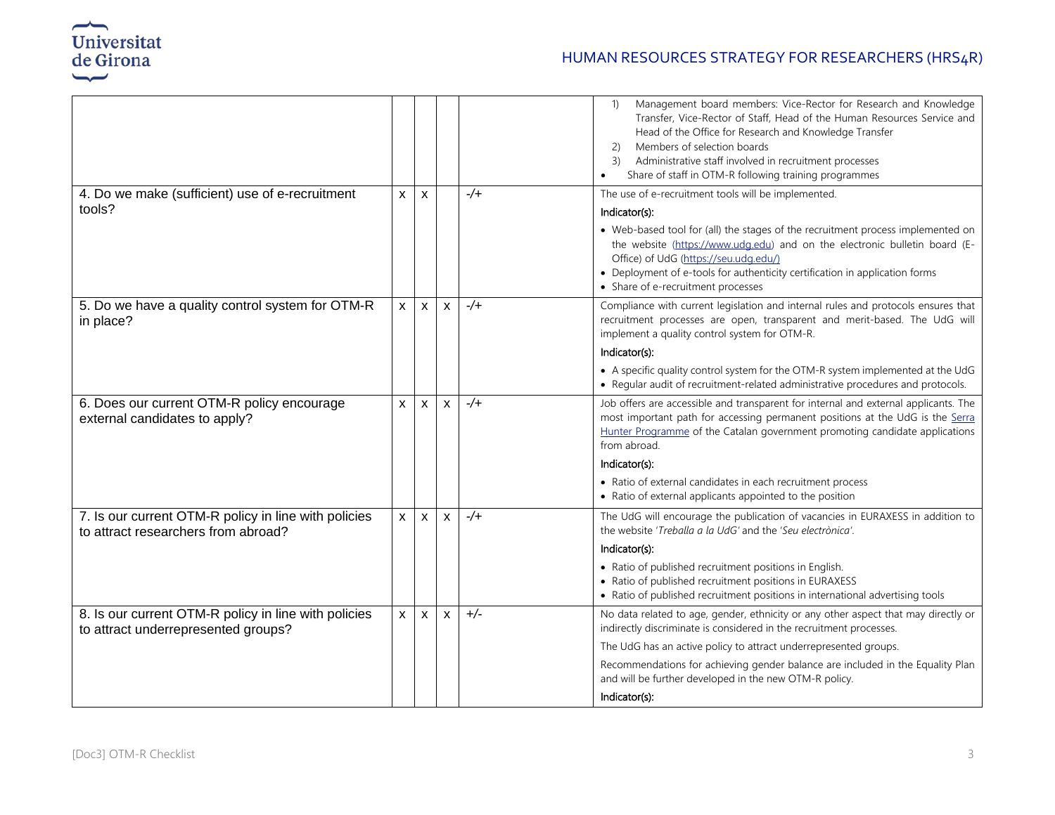| | | | | | |
|---|---|---|---|---|---|
| | | | | | 1) Management board members: Vice-Rector for Research and Knowledge Transfer, Vice-Rector of Staff, Head of the Human Resources Service and Head of the Office for Research and Knowledge Transfer<br>2) Members of selection boards<br>3) Administrative staff involved in recruitment processes<br>• Share of staff in OTM-R following training programmes |
| 4. Do we make (sufficient) use of e-recruitment tools? | x | x | | -/+ | The use of e-recruitment tools will be implemented.<br>Indicator(s):<br>• Web-based tool for (all) the stages of the recruitment process implemented on the website (https://www.udg.edu) and on the electronic bulletin board (E-Office) of UdG (https://seu.udg.edu/)<br>• Deployment of e-tools for authenticity certification in application forms<br>• Share of e-recruitment processes |
| 5. Do we have a quality control system for OTM-R in place? | x | x | x | -/+ | Compliance with current legislation and internal rules and protocols ensures that recruitment processes are open, transparent and merit-based. The UdG will implement a quality control system for OTM-R.<br>Indicator(s):<br>• A specific quality control system for the OTM-R system implemented at the UdG<br>• Regular audit of recruitment-related administrative procedures and protocols. |
| 6. Does our current OTM-R policy encourage external candidates to apply? | x | x | x | -/+ | Job offers are accessible and transparent for internal and external applicants. The most important path for accessing permanent positions at the UdG is the Serra Hunter Programme of the Catalan government promoting candidate applications from abroad.<br>Indicator(s):<br>• Ratio of external candidates in each recruitment process<br>• Ratio of external applicants appointed to the position |
| 7. Is our current OTM-R policy in line with policies to attract researchers from abroad? | x | x | x | -/+ | The UdG will encourage the publication of vacancies in EURAXESS in addition to the website '*Treballa a la UdG*' and the '*Seu electrònica*'.<br>Indicator(s):<br>• Ratio of published recruitment positions in English.<br>• Ratio of published recruitment positions in EURAXESS<br>• Ratio of published recruitment positions in international advertising tools |
| 8. Is our current OTM-R policy in line with policies to attract underrepresented groups? | x | x | x | +/- | No data related to age, gender, ethnicity or any other aspect that may directly or indirectly discriminate is considered in the recruitment processes.<br>The UdG has an active policy to attract underrepresented groups.<br>Recommendations for achieving gender balance are included in the Equality Plan and will be further developed in the new OTM-R policy.<br>Indicator(s): |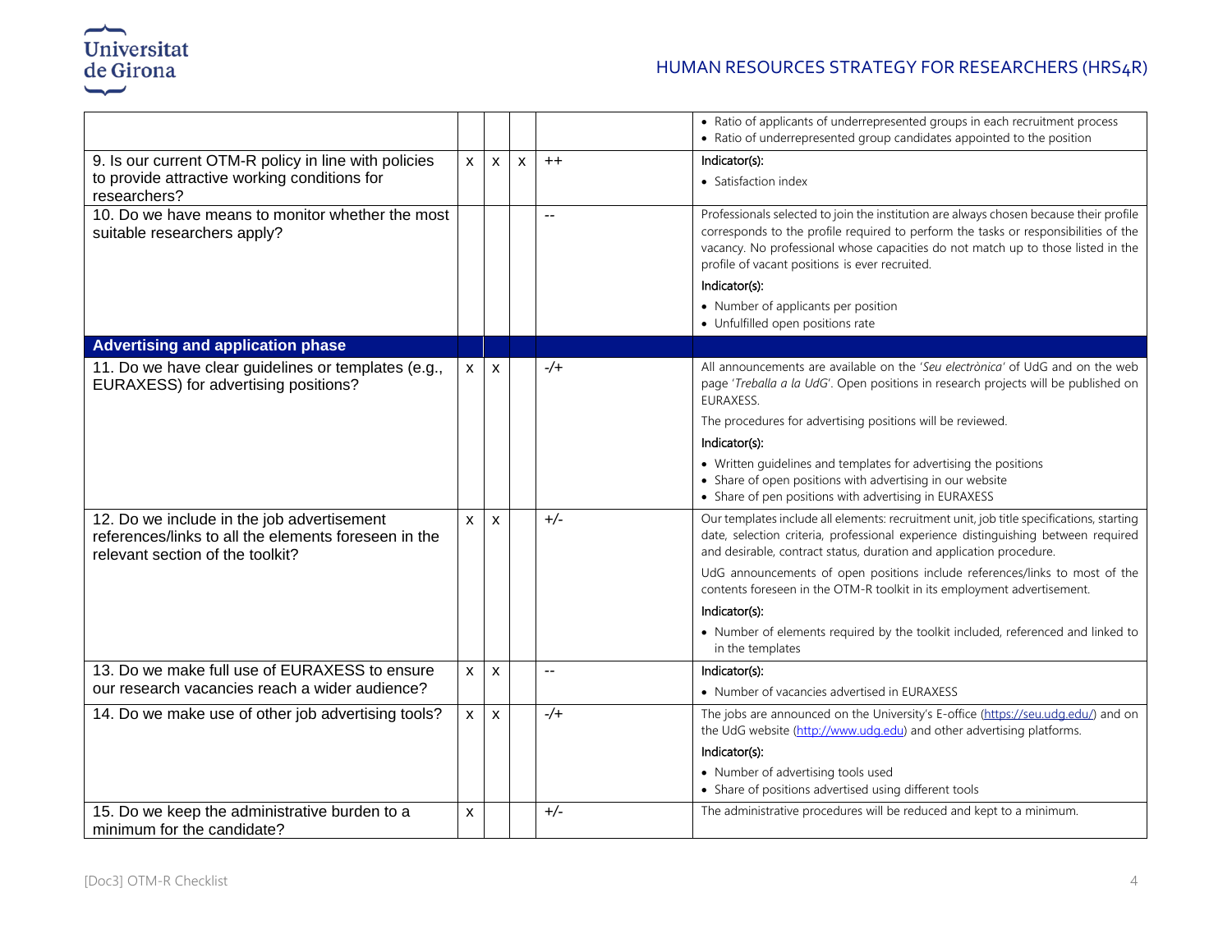| | | | | | |
|---|---|---|---|---|---|
| | | | | | • Ratio of applicants of underrepresented groups in each recruitment process<br>• Ratio of underrepresented group candidates appointed to the position |
| 9. Is our current OTM-R policy in line with policies to provide attractive working conditions for researchers? | x | x | x | ++ | Indicator(s):<br>• Satisfaction index |
| 10. Do we have means to monitor whether the most suitable researchers apply? | | | | -- | Professionals selected to join the institution are always chosen because their profile corresponds to the profile required to perform the tasks or responsibilities of the vacancy. No professional whose capacities do not match up to those listed in the profile of vacant positions is ever recruited.<br>Indicator(s):<br>• Number of applicants per position<br>• Unfulfilled open positions rate |
| **Advertising and application phase** | | | | | |
| 11. Do we have clear guidelines or templates (e.g., EURAXESS) for advertising positions? | x | x | | -/+ | All announcements are available on the '*Seu electrònica*' of UdG and on the web page '*Treballa a la UdG*'. Open positions in research projects will be published on EURAXESS.<br>The procedures for advertising positions will be reviewed.<br>Indicator(s):<br>• Written guidelines and templates for advertising the positions<br>• Share of open positions with advertising in our website<br>• Share of pen positions with advertising in EURAXESS |
| 12. Do we include in the job advertisement references/links to all the elements foreseen in the relevant section of the toolkit? | x | x | | +/- | Our templates include all elements: recruitment unit, job title specifications, starting date, selection criteria, professional experience distinguishing between required and desirable, contract status, duration and application procedure.<br>UdG announcements of open positions include references/links to most of the contents foreseen in the OTM-R toolkit in its employment advertisement.<br>Indicator(s):<br>• Number of elements required by the toolkit included, referenced and linked to in the templates |
| 13. Do we make full use of EURAXESS to ensure our research vacancies reach a wider audience? | x | x | | -- | Indicator(s):<br>• Number of vacancies advertised in EURAXESS |
| 14. Do we make use of other job advertising tools? | x | x | | -/+ | The jobs are announced on the University's E-office (https://seu.udg.edu/) and on the UdG website (http://www.udg.edu) and other advertising platforms.<br>Indicator(s):<br>• Number of advertising tools used<br>• Share of positions advertised using different tools |
| 15. Do we keep the administrative burden to a minimum for the candidate? | x | | | +/- | The administrative procedures will be reduced and kept to a minimum. |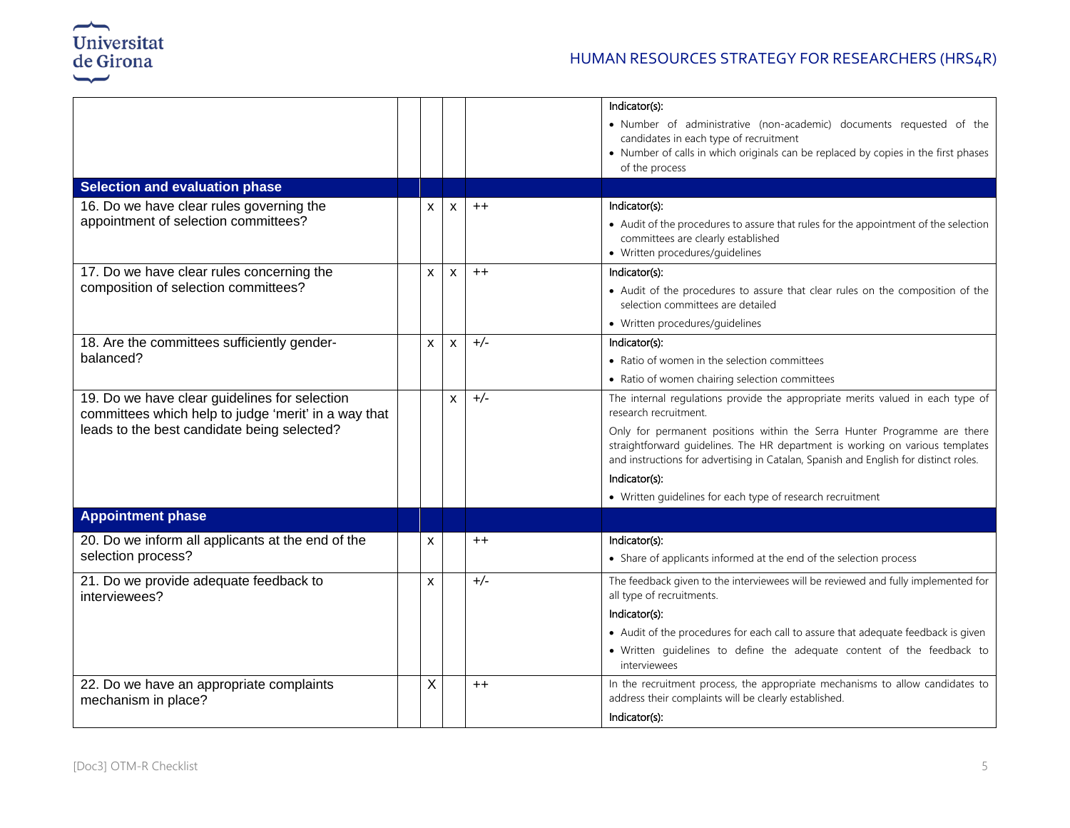| | | | | | |
|---|---|---|---|---|---|
| | | | | | Indicator(s):<br>• Number of administrative (non-academic) documents requested of the candidates in each type of recruitment<br>• Number of calls in which originals can be replaced by copies in the first phases of the process |
| **Selection and evaluation phase** | | | | | |
| 16. Do we have clear rules governing the appointment of selection committees? | | x | x | ++ | Indicator(s):<br>• Audit of the procedures to assure that rules for the appointment of the selection committees are clearly established<br>• Written procedures/guidelines |
| 17. Do we have clear rules concerning the composition of selection committees? | | x | x | ++ | Indicator(s):<br>• Audit of the procedures to assure that clear rules on the composition of the selection committees are detailed<br>• Written procedures/guidelines |
| 18. Are the committees sufficiently gender-balanced? | | x | x | +/- | Indicator(s):<br>• Ratio of women in the selection committees<br>• Ratio of women chairing selection committees |
| 19. Do we have clear guidelines for selection committees which help to judge 'merit' in a way that leads to the best candidate being selected? | | | x | +/- | The internal regulations provide the appropriate merits valued in each type of research recruitment.<br>Only for permanent positions within the Serra Hunter Programme are there straightforward guidelines. The HR department is working on various templates and instructions for advertising in Catalan, Spanish and English for distinct roles.<br>Indicator(s):<br>• Written guidelines for each type of research recruitment |
| **Appointment phase** | | | | | |
| 20. Do we inform all applicants at the end of the selection process? | | x | | ++ | Indicator(s):<br>• Share of applicants informed at the end of the selection process |
| 21. Do we provide adequate feedback to interviewees? | | x | | +/- | The feedback given to the interviewees will be reviewed and fully implemented for all type of recruitments.<br>Indicator(s):<br>• Audit of the procedures for each call to assure that adequate feedback is given<br>• Written guidelines to define the adequate content of the feedback to interviewees |
| 22. Do we have an appropriate complaints mechanism in place? | | X | | ++ | In the recruitment process, the appropriate mechanisms to allow candidates to address their complaints will be clearly established.<br>Indicator(s): |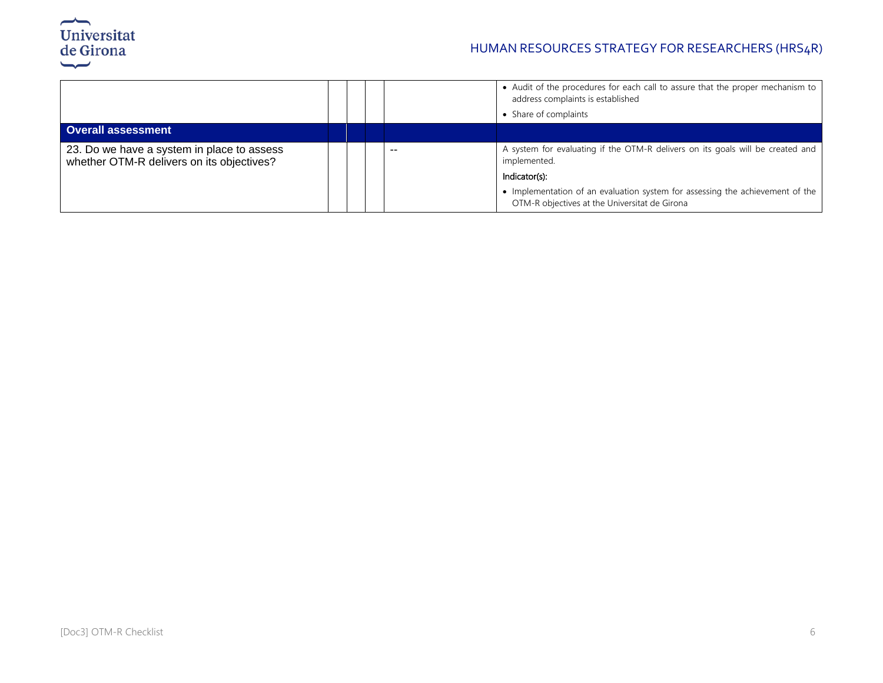| | | | | | |
|---|---|---|---|---|---|
| | | | | | • Audit of the procedures for each call to assure that the proper mechanism to address complaints is established<br>• Share of complaints |
| **Overall assessment** | | | | | |
| 23. Do we have a system in place to assess whether OTM-R delivers on its objectives? | | | | -- | A system for evaluating if the OTM-R delivers on its goals will be created and implemented.<br>Indicator(s):<br>• Implementation of an evaluation system for assessing the achievement of the OTM-R objectives at the Universitat de Girona |